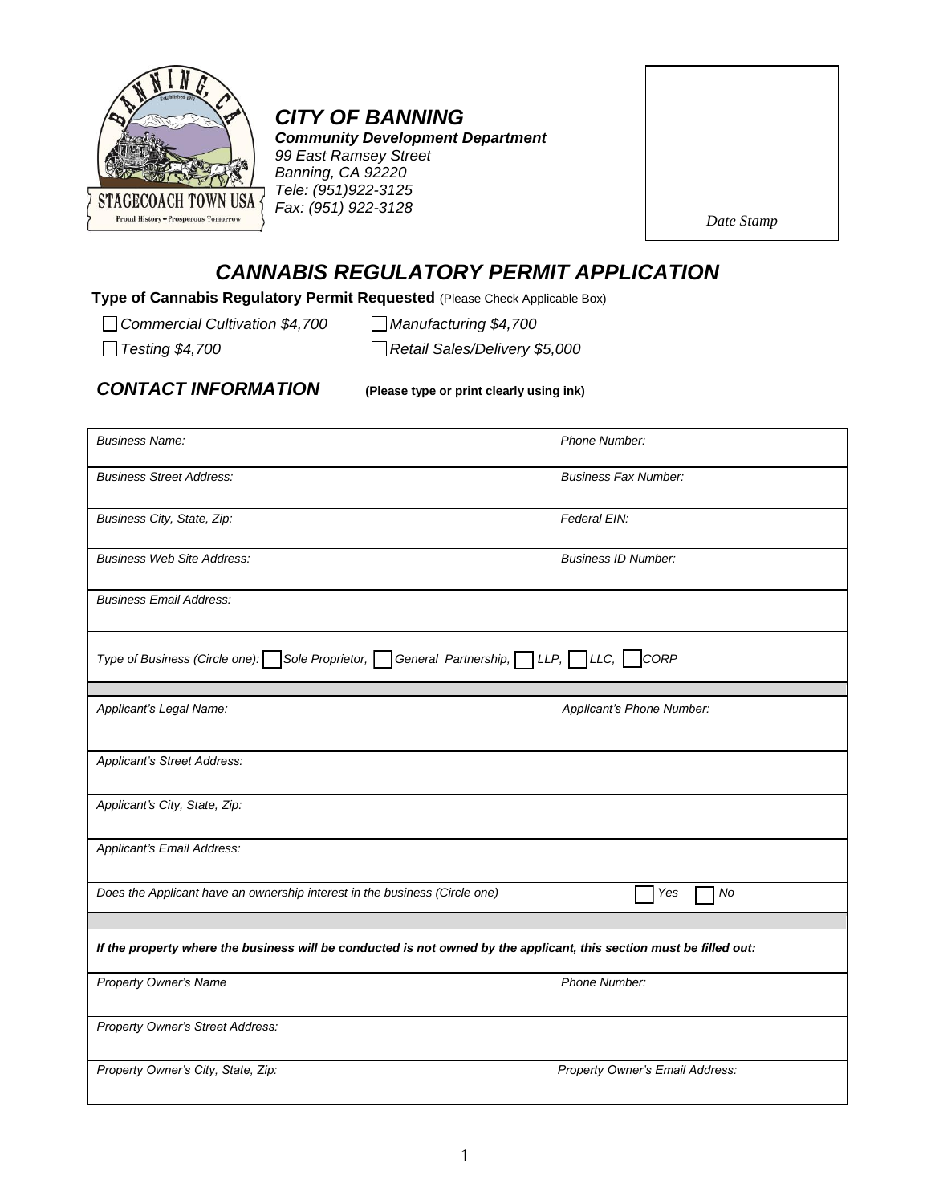**CITY OF BANNING**
**Community Development Department**
99 East Ramsey Street
Banning, CA 92220
Tele: (951)922-3125
Fax: (951) 922-3128

Date Stamp

# CANNABIS REGULATORY PERMIT APPLICATION

**Type of Cannabis Regulatory Permit Requested** (Please Check Applicable Box)

- ☐ Commercial Cultivation $4,700
- ☐ Manufacturing $4,700
- ☐ Testing $4,700
- ☐ Retail Sales/Delivery $5,000

## CONTACT INFORMATION

**(Please type or print clearly using ink)**

| | |
|---|---|
| Business Name: | Phone Number: |
| Business Street Address: | Business Fax Number: |
| Business City, State, Zip: | Federal EIN: |
| Business Web Site Address: | Business ID Number: |
| Business Email Address: | |
| Type of Business (Circle one): ☐ Sole Proprietor, ☐ General Partnership, ☐ LLP, ☐ LLC, ☐ CORP | |
| Applicant's Legal Name: | Applicant's Phone Number: |
| Applicant's Street Address: | |
| Applicant's City, State, Zip: | |
| Applicant's Email Address: | |
| Does the Applicant have an ownership interest in the business (Circle one) | ☐ Yes ☐ No |
| ***If the property where the business will be conducted is not owned by the applicant, this section must be filled out:*** | |
| Property Owner's Name | Phone Number: |
| Property Owner's Street Address: | |
| Property Owner's City, State, Zip: | Property Owner's Email Address: |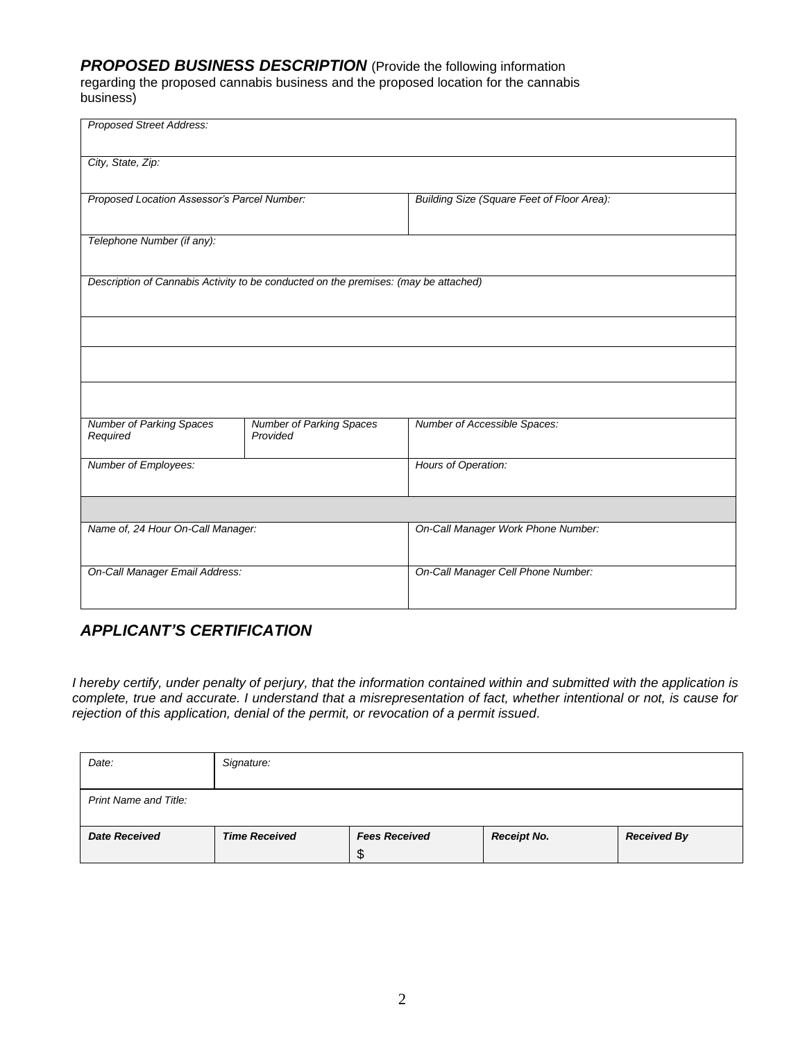## ***PROPOSED BUSINESS DESCRIPTION*** (Provide the following information regarding the proposed cannabis business and the proposed location for the cannabis business)

| | | | |
|---|---|---|---|
| *Proposed Street Address:* | | | |
| *City, State, Zip:* | | | |
| *Proposed Location Assessor's Parcel Number:* | | *Building Size (Square Feet of Floor Area):* | |
| *Telephone Number (if any):* | | | |
| *Description of Cannabis Activity to be conducted on the premises: (may be attached)* | | | |
| | | | |
| | | | |
| | | | |
| *Number of Parking Spaces Required* | *Number of Parking Spaces Provided* | *Number of Accessible Spaces:* | |
| *Number of Employees:* | | *Hours of Operation:* | |
| | | | |
| *Name of, 24 Hour On-Call Manager:* | | *On-Call Manager Work Phone Number:* | |
| *On-Call Manager Email Address:* | | *On-Call Manager Cell Phone Number:* | |

## ***APPLICANT'S CERTIFICATION***

*I hereby certify, under penalty of perjury, that the information contained within and submitted with the application is complete, true and accurate. I understand that a misrepresentation of fact, whether intentional or not, is cause for rejection of this application, denial of the permit, or revocation of a permit issued.*

| | | | | |
|---|---|---|---|---|
| *Date:* | *Signature:* | | | |
| *Print Name and Title:* | | | | |
| ***Date Received*** | ***Time Received*** | ***Fees Received*** $ | ***Receipt No.*** | ***Received By*** |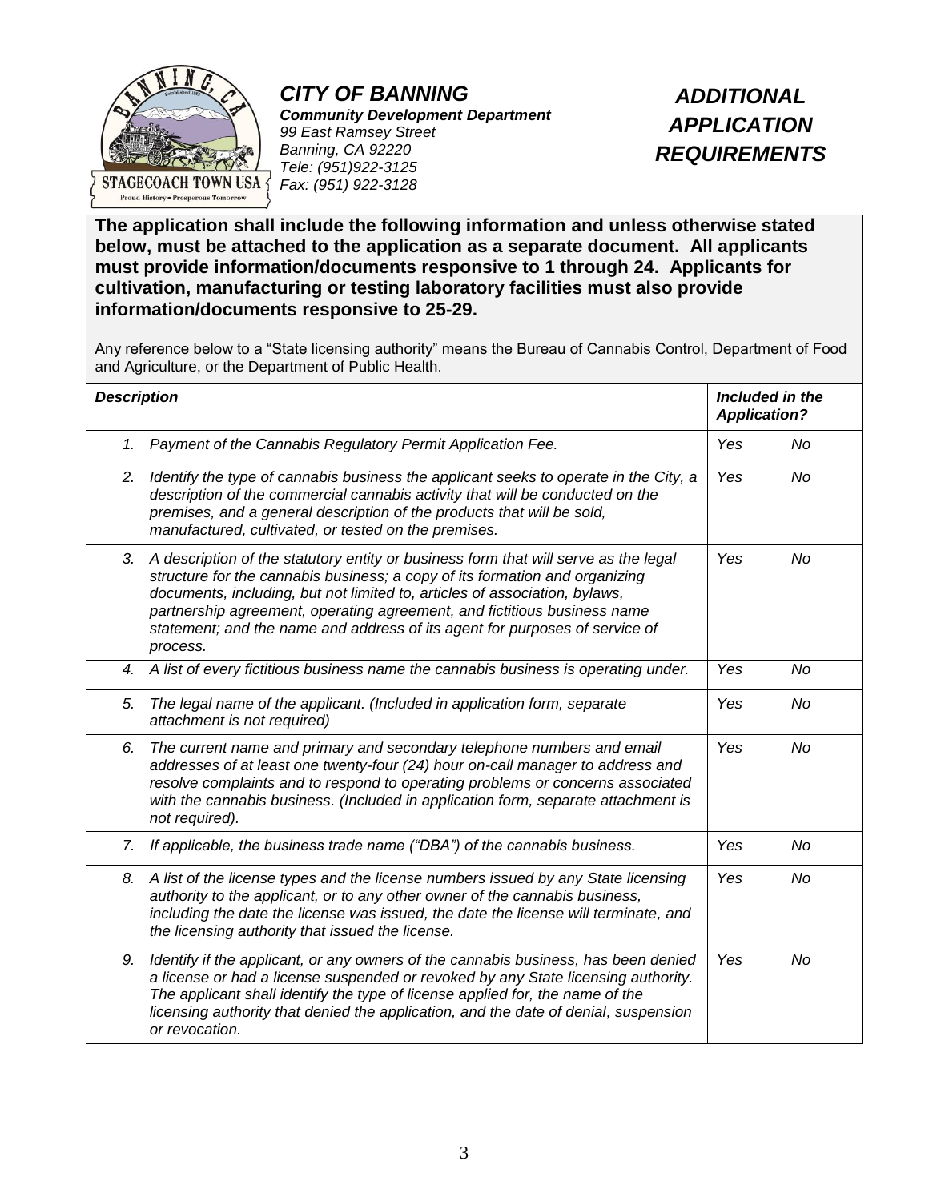# CITY OF BANNING

***Community Development Department***
*99 East Ramsey Street*
*Banning, CA 92220*
*Tele: (951)922-3125*
*Fax: (951) 922-3128*

# *ADDITIONAL APPLICATION REQUIREMENTS*

**The application shall include the following information and unless otherwise stated below, must be attached to the application as a separate document. All applicants must provide information/documents responsive to 1 through 24. Applicants for cultivation, manufacturing or testing laboratory facilities must also provide information/documents responsive to 25-29.**

Any reference below to a "State licensing authority" means the Bureau of Cannabis Control, Department of Food and Agriculture, or the Department of Public Health.

| ***Description*** | ***Included in the Application?*** | |
|---|---|---|
| *1. Payment of the Cannabis Regulatory Permit Application Fee.* | *Yes* | *No* |
| *2. Identify the type of cannabis business the applicant seeks to operate in the City, a description of the commercial cannabis activity that will be conducted on the premises, and a general description of the products that will be sold, manufactured, cultivated, or tested on the premises.* | *Yes* | *No* |
| *3. A description of the statutory entity or business form that will serve as the legal structure for the cannabis business; a copy of its formation and organizing documents, including, but not limited to, articles of association, bylaws, partnership agreement, operating agreement, and fictitious business name statement; and the name and address of its agent for purposes of service of process.* | *Yes* | *No* |
| *4. A list of every fictitious business name the cannabis business is operating under.* | *Yes* | *No* |
| *5. The legal name of the applicant. (Included in application form, separate attachment is not required)* | *Yes* | *No* |
| *6. The current name and primary and secondary telephone numbers and email addresses of at least one twenty-four (24) hour on-call manager to address and resolve complaints and to respond to operating problems or concerns associated with the cannabis business. (Included in application form, separate attachment is not required).* | *Yes* | *No* |
| *7. If applicable, the business trade name ("DBA") of the cannabis business.* | *Yes* | *No* |
| *8. A list of the license types and the license numbers issued by any State licensing authority to the applicant, or to any other owner of the cannabis business, including the date the license was issued, the date the license will terminate, and the licensing authority that issued the license.* | *Yes* | *No* |
| *9. Identify if the applicant, or any owners of the cannabis business, has been denied a license or had a license suspended or revoked by any State licensing authority. The applicant shall identify the type of license applied for, the name of the licensing authority that denied the application, and the date of denial, suspension or revocation.* | *Yes* | *No* |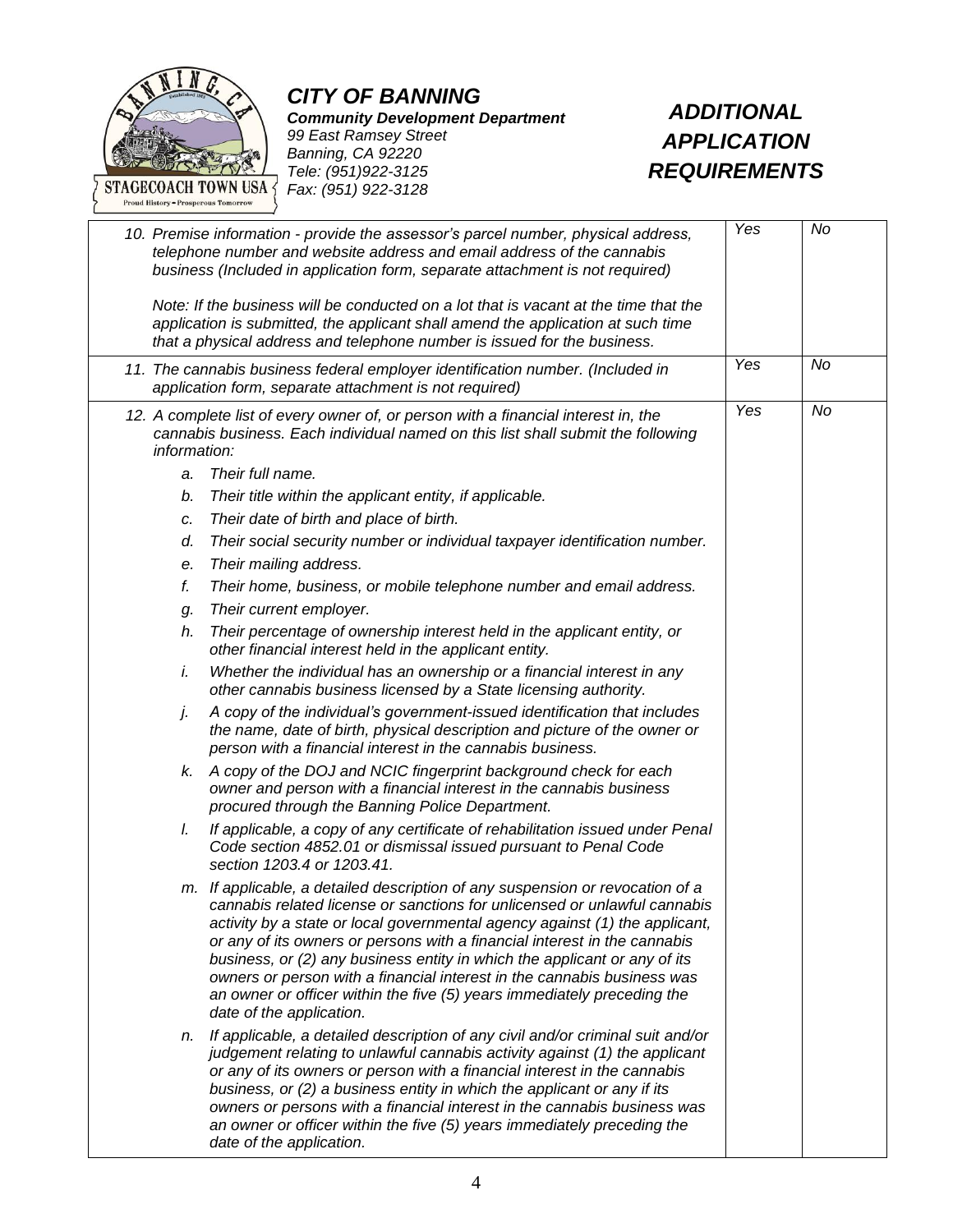# CITY OF BANNING

***Community Development Department***
*99 East Ramsey Street*
*Banning, CA 92220*
*Tele: (951)922-3125*
*Fax: (951) 922-3128*

## *ADDITIONAL APPLICATION REQUIREMENTS*

| Requirement | | |
|---|---|---|
| *10. Premise information - provide the assessor's parcel number, physical address, telephone number and website address and email address of the cannabis business (Included in application form, separate attachment is not required)*<br><br>*Note: If the business will be conducted on a lot that is vacant at the time that the application is submitted, the applicant shall amend the application at such time that a physical address and telephone number is issued for the business.* | *Yes* | *No* |
| *11. The cannabis business federal employer identification number. (Included in application form, separate attachment is not required)* | *Yes* | *No* |
| *12. A complete list of every owner of, or person with a financial interest in, the cannabis business. Each individual named on this list shall submit the following information:*<br>*a. Their full name.*<br>*b. Their title within the applicant entity, if applicable.*<br>*c. Their date of birth and place of birth.*<br>*d. Their social security number or individual taxpayer identification number.*<br>*e. Their mailing address.*<br>*f. Their home, business, or mobile telephone number and email address.*<br>*g. Their current employer.*<br>*h. Their percentage of ownership interest held in the applicant entity, or other financial interest held in the applicant entity.*<br>*i. Whether the individual has an ownership or a financial interest in any other cannabis business licensed by a State licensing authority.*<br>*j. A copy of the individual's government-issued identification that includes the name, date of birth, physical description and picture of the owner or person with a financial interest in the cannabis business.*<br>*k. A copy of the DOJ and NCIC fingerprint background check for each owner and person with a financial interest in the cannabis business procured through the Banning Police Department.*<br>*l. If applicable, a copy of any certificate of rehabilitation issued under Penal Code section 4852.01 or dismissal issued pursuant to Penal Code section 1203.4 or 1203.41.*<br>*m. If applicable, a detailed description of any suspension or revocation of a cannabis related license or sanctions for unlicensed or unlawful cannabis activity by a state or local governmental agency against (1) the applicant, or any of its owners or persons with a financial interest in the cannabis business, or (2) any business entity in which the applicant or any of its owners or person with a financial interest in the cannabis business was an owner or officer within the five (5) years immediately preceding the date of the application.*<br>*n. If applicable, a detailed description of any civil and/or criminal suit and/or judgement relating to unlawful cannabis activity against (1) the applicant or any of its owners or person with a financial interest in the cannabis business, or (2) a business entity in which the applicant or any if its owners or persons with a financial interest in the cannabis business was an owner or officer within the five (5) years immediately preceding the date of the application.* | *Yes* | *No* |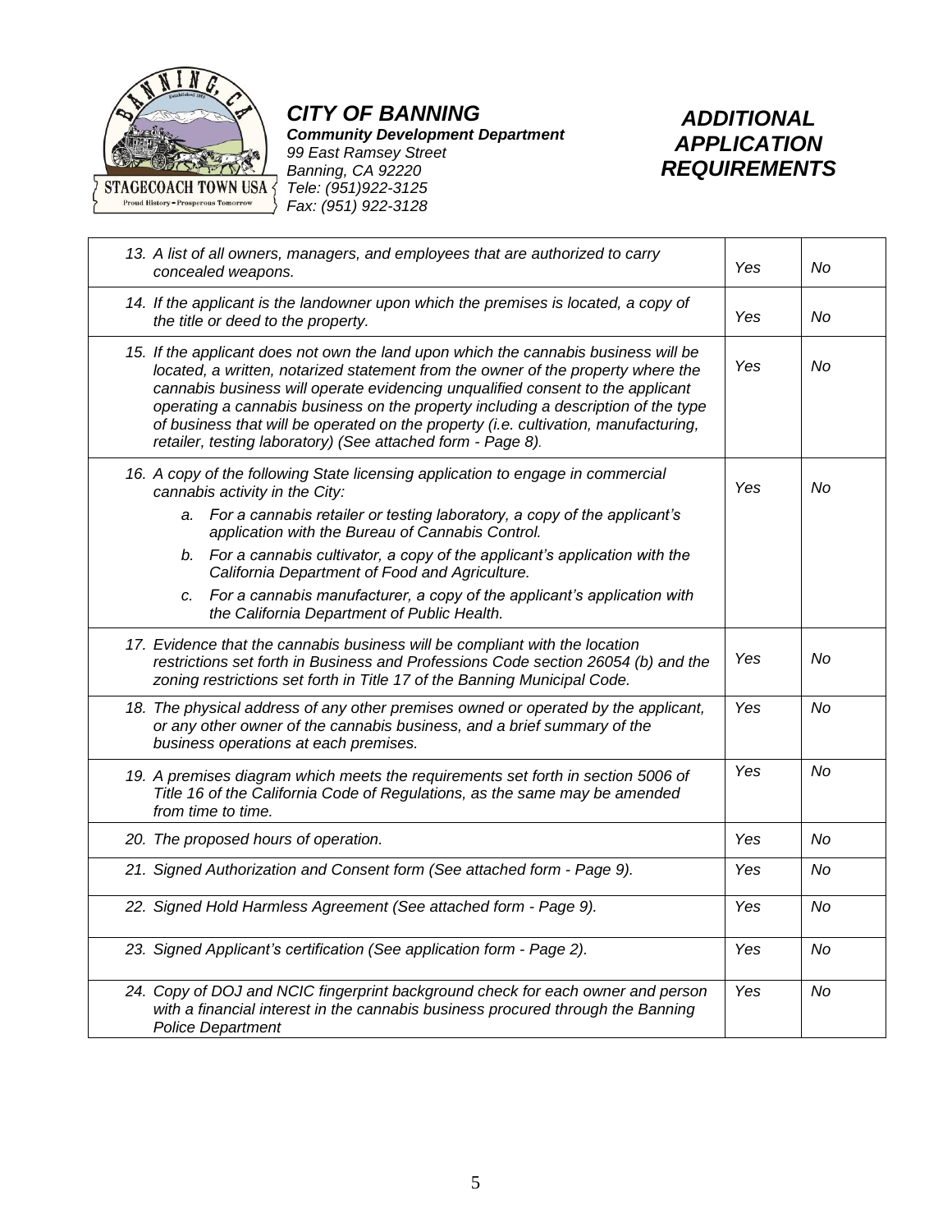**CITY OF BANNING**
**Community Development Department**
*99 East Ramsey Street*
*Banning, CA 92220*
*Tele: (951)922-3125*
*Fax: (951) 922-3128*

# ADDITIONAL APPLICATION REQUIREMENTS

| Requirement | | |
|---|---|---|
| 13. A list of all owners, managers, and employees that are authorized to carry concealed weapons. | Yes | No |
| 14. If the applicant is the landowner upon which the premises is located, a copy of the title or deed to the property. | Yes | No |
| 15. If the applicant does not own the land upon which the cannabis business will be located, a written, notarized statement from the owner of the property where the cannabis business will operate evidencing unqualified consent to the applicant operating a cannabis business on the property including a description of the type of business that will be operated on the property (i.e. cultivation, manufacturing, retailer, testing laboratory) (See attached form - Page 8). | Yes | No |
| 16. A copy of the following State licensing application to engage in commercial cannabis activity in the City:<br>a. For a cannabis retailer or testing laboratory, a copy of the applicant's application with the Bureau of Cannabis Control.<br>b. For a cannabis cultivator, a copy of the applicant's application with the California Department of Food and Agriculture.<br>c. For a cannabis manufacturer, a copy of the applicant's application with the California Department of Public Health. | Yes | No |
| 17. Evidence that the cannabis business will be compliant with the location restrictions set forth in Business and Professions Code section 26054 (b) and the zoning restrictions set forth in Title 17 of the Banning Municipal Code. | Yes | No |
| 18. The physical address of any other premises owned or operated by the applicant, or any other owner of the cannabis business, and a brief summary of the business operations at each premises. | Yes | No |
| 19. A premises diagram which meets the requirements set forth in section 5006 of Title 16 of the California Code of Regulations, as the same may be amended from time to time. | Yes | No |
| 20. The proposed hours of operation. | Yes | No |
| 21. Signed Authorization and Consent form (See attached form - Page 9). | Yes | No |
| 22. Signed Hold Harmless Agreement (See attached form - Page 9). | Yes | No |
| 23. Signed Applicant's certification (See application form - Page 2). | Yes | No |
| 24. Copy of DOJ and NCIC fingerprint background check for each owner and person with a financial interest in the cannabis business procured through the Banning Police Department | Yes | No |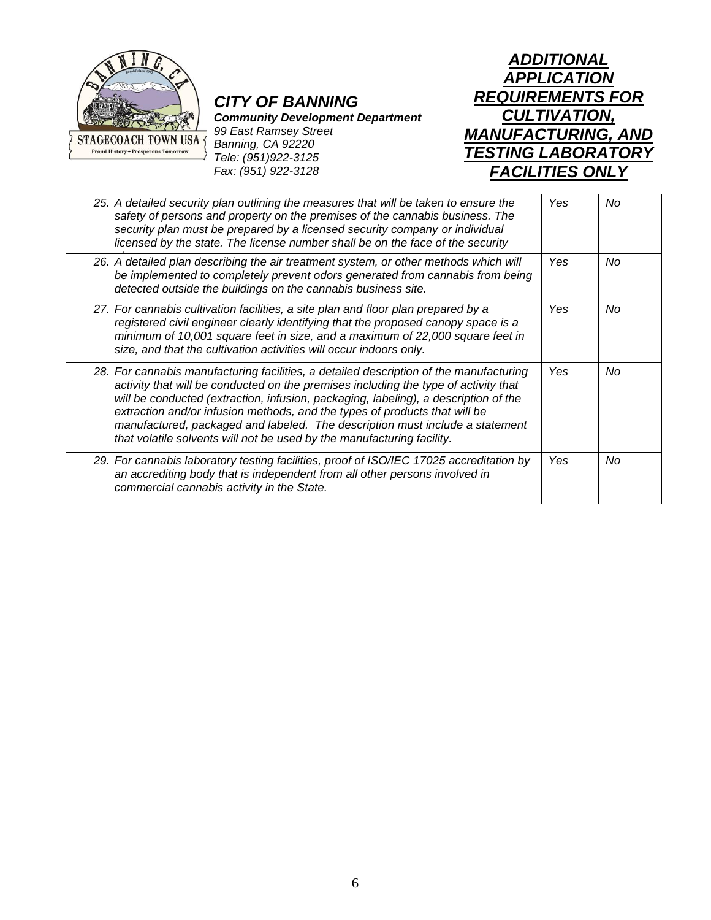**CITY OF BANNING**
**Community Development Department**
*99 East Ramsey Street*
*Banning, CA 92220*
*Tele: (951)922-3125*
*Fax: (951) 922-3128*

# ADDITIONAL APPLICATION REQUIREMENTS FOR CULTIVATION, MANUFACTURING, AND TESTING LABORATORY FACILITIES ONLY

| | | |
|---|---|---|
| 25. A detailed security plan outlining the measures that will be taken to ensure the safety of persons and property on the premises of the cannabis business. The security plan must be prepared by a licensed security company or individual licensed by the state. The license number shall be on the face of the security | Yes | No |
| 26. A detailed plan describing the air treatment system, or other methods which will be implemented to completely prevent odors generated from cannabis from being detected outside the buildings on the cannabis business site. | Yes | No |
| 27. For cannabis cultivation facilities, a site plan and floor plan prepared by a registered civil engineer clearly identifying that the proposed canopy space is a minimum of 10,001 square feet in size, and a maximum of 22,000 square feet in size, and that the cultivation activities will occur indoors only. | Yes | No |
| 28. For cannabis manufacturing facilities, a detailed description of the manufacturing activity that will be conducted on the premises including the type of activity that will be conducted (extraction, infusion, packaging, labeling), a description of the extraction and/or infusion methods, and the types of products that will be manufactured, packaged and labeled. The description must include a statement that volatile solvents will not be used by the manufacturing facility. | Yes | No |
| 29. For cannabis laboratory testing facilities, proof of ISO/IEC 17025 accreditation by an accrediting body that is independent from all other persons involved in commercial cannabis activity in the State. | Yes | No |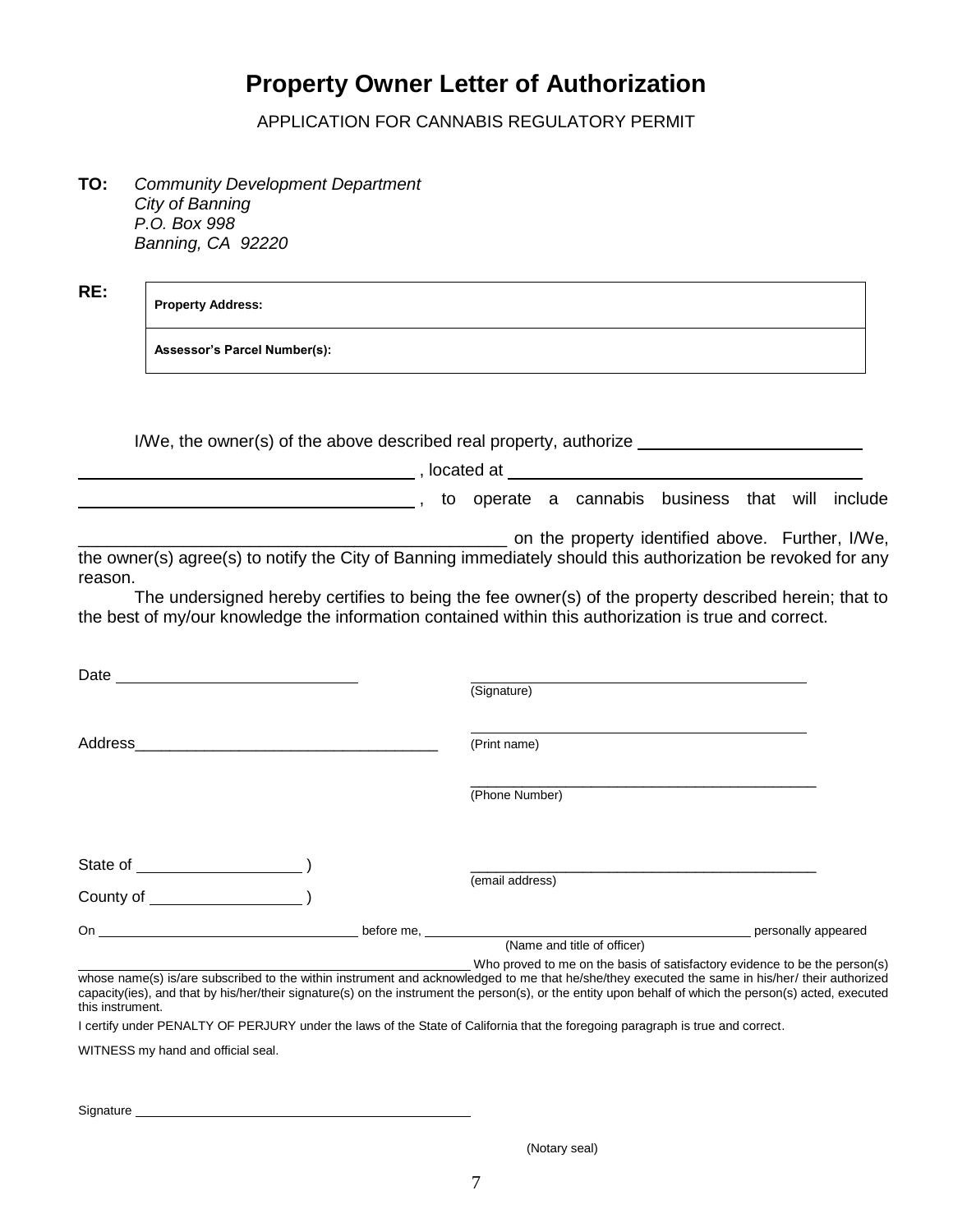# Property Owner Letter of Authorization

APPLICATION FOR CANNABIS REGULATORY PERMIT

**TO:** *Community Development Department*
*City of Banning*
*P.O. Box 998*
*Banning, CA 92220*

**RE:**

| **Property Address:** |
|---|
| **Assessor's Parcel Number(s):** |

I/We, the owner(s) of the above described real property, authorize ______________________ ____________________________________, located at ____________________________________ ____________________________________, to operate a cannabis business that will include ____________________________________________ on the property identified above. Further, I/We, the owner(s) agree(s) to notify the City of Banning immediately should this authorization be revoked for any reason.

The undersigned hereby certifies to being the fee owner(s) of the property described herein; that to the best of my/our knowledge the information contained within this authorization is true and correct.

Date ____________________________

________________________________________
(Signature)

Address____________________________________

________________________________________
(Print name)

________________________________________
(Phone Number)

State of ___________________ )

County of _________________ )

________________________________________
(email address)

On ___________________________________ before me, ___________________________________________ personally appeared
(Name and title of officer)

_____________________________________________________ Who proved to me on the basis of satisfactory evidence to be the person(s) whose name(s) is/are subscribed to the within instrument and acknowledged to me that he/she/they executed the same in his/her/ their authorized capacity(ies), and that by his/her/their signature(s) on the instrument the person(s), or the entity upon behalf of which the person(s) acted, executed this instrument.

I certify under PENALTY OF PERJURY under the laws of the State of California that the foregoing paragraph is true and correct.

WITNESS my hand and official seal.

Signature _______________________________________________

(Notary seal)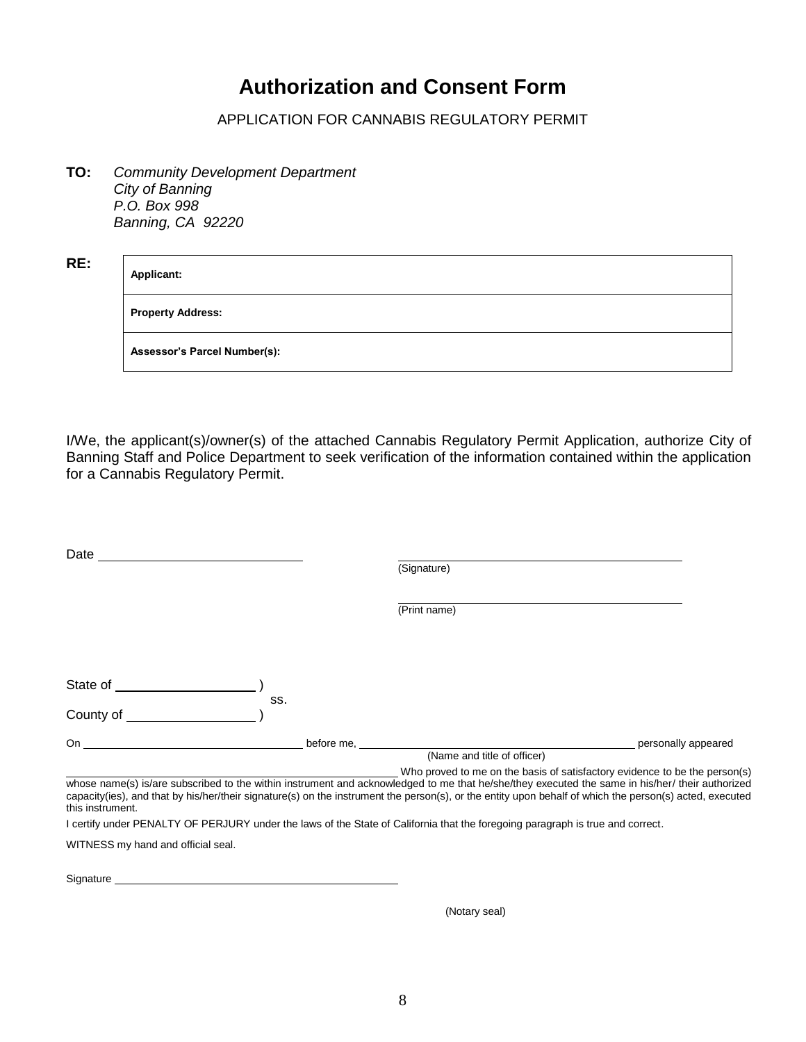# Authorization and Consent Form

APPLICATION FOR CANNABIS REGULATORY PERMIT

**TO:** *Community Development Department*
*City of Banning*
*P.O. Box 998*
*Banning, CA 92220*

**RE:**

| **Applicant:** |
|---|
| **Property Address:** |
| **Assessor's Parcel Number(s):** |

I/We, the applicant(s)/owner(s) of the attached Cannabis Regulatory Permit Application, authorize City of Banning Staff and Police Department to seek verification of the information contained within the application for a Cannabis Regulatory Permit.

Date ____________________________

______________________________________
(Signature)

______________________________________
(Print name)

State of ____________________ )
ss.
County of __________________ )

On ___________________________________ before me, _____________________________________________ personally appeared
(Name and title of officer)

______________________________________________ Who proved to me on the basis of satisfactory evidence to be the person(s) whose name(s) is/are subscribed to the within instrument and acknowledged to me that he/she/they executed the same in his/her/ their authorized capacity(ies), and that by his/her/their signature(s) on the instrument the person(s), or the entity upon behalf of which the person(s) acted, executed this instrument.

I certify under PENALTY OF PERJURY under the laws of the State of California that the foregoing paragraph is true and correct.

WITNESS my hand and official seal.

Signature ______________________________________________

(Notary seal)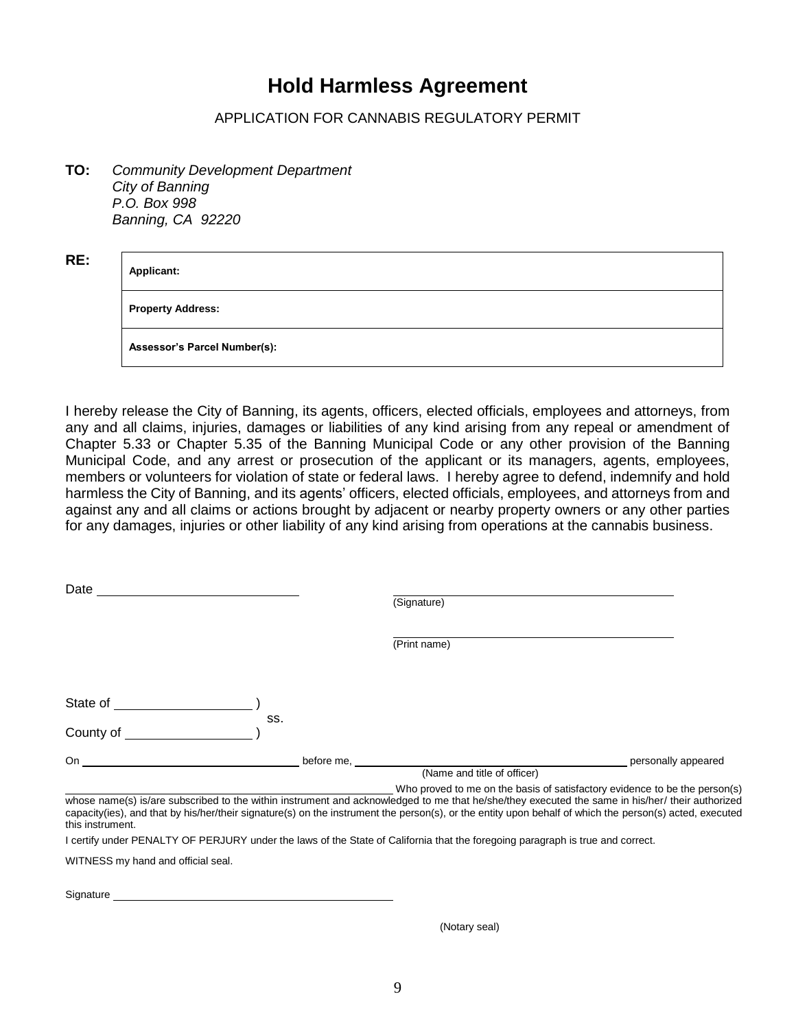# Hold Harmless Agreement

APPLICATION FOR CANNABIS REGULATORY PERMIT

**TO:** *Community Development Department*
*City of Banning*
*P.O. Box 998*
*Banning, CA 92220*

**RE:**

| |
|---|
| **Applicant:** |
| **Property Address:** |
| **Assessor's Parcel Number(s):** |

I hereby release the City of Banning, its agents, officers, elected officials, employees and attorneys, from any and all claims, injuries, damages or liabilities of any kind arising from any repeal or amendment of Chapter 5.33 or Chapter 5.35 of the Banning Municipal Code or any other provision of the Banning Municipal Code, and any arrest or prosecution of the applicant or its managers, agents, employees, members or volunteers for violation of state or federal laws. I hereby agree to defend, indemnify and hold harmless the City of Banning, and its agents' officers, elected officials, employees, and attorneys from and against any and all claims or actions brought by adjacent or nearby property owners or any other parties for any damages, injuries or other liability of any kind arising from operations at the cannabis business.

Date ______________________________

______________________________
(Signature)

______________________________
(Print name)

State of ____________________ )
ss.
County of __________________ )

On ______________________ before me, ______________________ personally appeared
(Name and title of officer)

______________________ Who proved to me on the basis of satisfactory evidence to be the person(s) whose name(s) is/are subscribed to the within instrument and acknowledged to me that he/she/they executed the same in his/her/ their authorized capacity(ies), and that by his/her/their signature(s) on the instrument the person(s), or the entity upon behalf of which the person(s) acted, executed this instrument.

I certify under PENALTY OF PERJURY under the laws of the State of California that the foregoing paragraph is true and correct.

WITNESS my hand and official seal.

Signature ______________________________

(Notary seal)